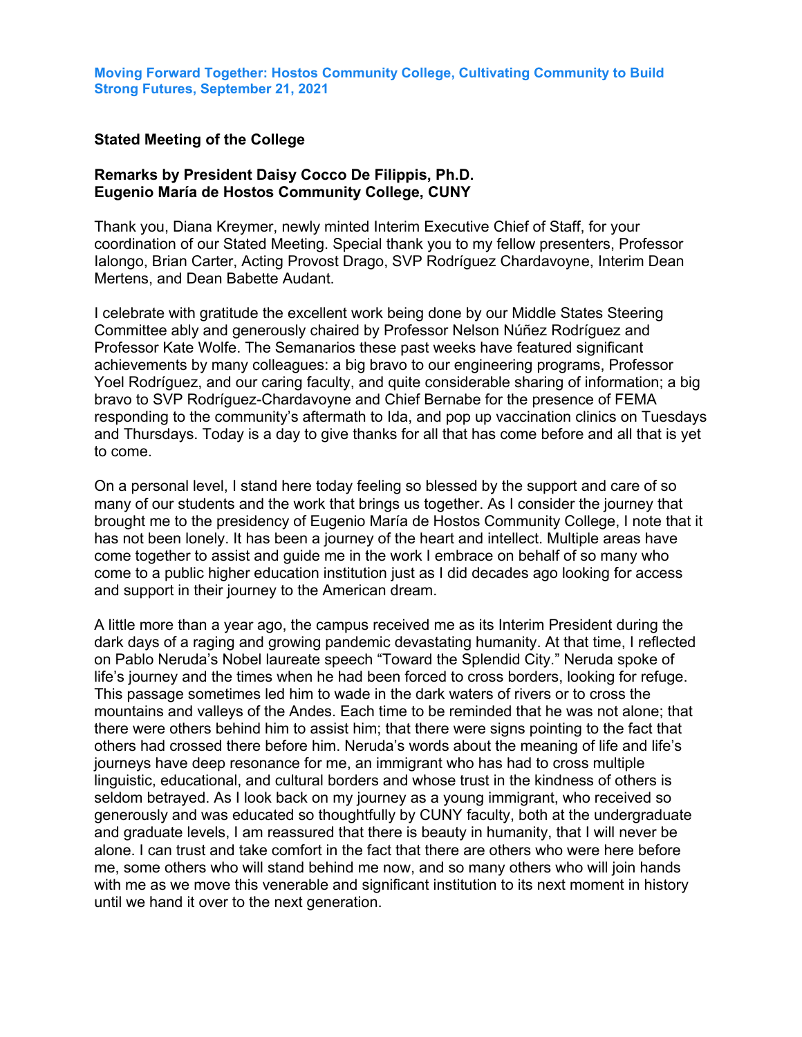**Moving Forward Together: Hostos Community College, Cultivating Community to Build Strong Futures, September 21, 2021**

## Stated Meeting of the College

### Remarks by President Daisy Cocco De Filippis, Ph.D.
### Eugenio María de Hostos Community College, CUNY

Thank you, Diana Kreymer, newly minted Interim Executive Chief of Staff, for your coordination of our Stated Meeting. Special thank you to my fellow presenters, Professor Ialongo, Brian Carter, Acting Provost Drago, SVP Rodríguez Chardavoyne, Interim Dean Mertens, and Dean Babette Audant.

I celebrate with gratitude the excellent work being done by our Middle States Steering Committee ably and generously chaired by Professor Nelson Núñez Rodríguez and Professor Kate Wolfe. The Semanarios these past weeks have featured significant achievements by many colleagues: a big bravo to our engineering programs, Professor Yoel Rodríguez, and our caring faculty, and quite considerable sharing of information; a big bravo to SVP Rodríguez-Chardavoyne and Chief Bernabe for the presence of FEMA responding to the community's aftermath to Ida, and pop up vaccination clinics on Tuesdays and Thursdays. Today is a day to give thanks for all that has come before and all that is yet to come.

On a personal level, I stand here today feeling so blessed by the support and care of so many of our students and the work that brings us together. As I consider the journey that brought me to the presidency of Eugenio María de Hostos Community College, I note that it has not been lonely. It has been a journey of the heart and intellect. Multiple areas have come together to assist and guide me in the work I embrace on behalf of so many who come to a public higher education institution just as I did decades ago looking for access and support in their journey to the American dream.

A little more than a year ago, the campus received me as its Interim President during the dark days of a raging and growing pandemic devastating humanity. At that time, I reflected on Pablo Neruda's Nobel laureate speech "Toward the Splendid City." Neruda spoke of life's journey and the times when he had been forced to cross borders, looking for refuge. This passage sometimes led him to wade in the dark waters of rivers or to cross the mountains and valleys of the Andes. Each time to be reminded that he was not alone; that there were others behind him to assist him; that there were signs pointing to the fact that others had crossed there before him. Neruda's words about the meaning of life and life's journeys have deep resonance for me, an immigrant who has had to cross multiple linguistic, educational, and cultural borders and whose trust in the kindness of others is seldom betrayed. As I look back on my journey as a young immigrant, who received so generously and was educated so thoughtfully by CUNY faculty, both at the undergraduate and graduate levels, I am reassured that there is beauty in humanity, that I will never be alone. I can trust and take comfort in the fact that there are others who were here before me, some others who will stand behind me now, and so many others who will join hands with me as we move this venerable and significant institution to its next moment in history until we hand it over to the next generation.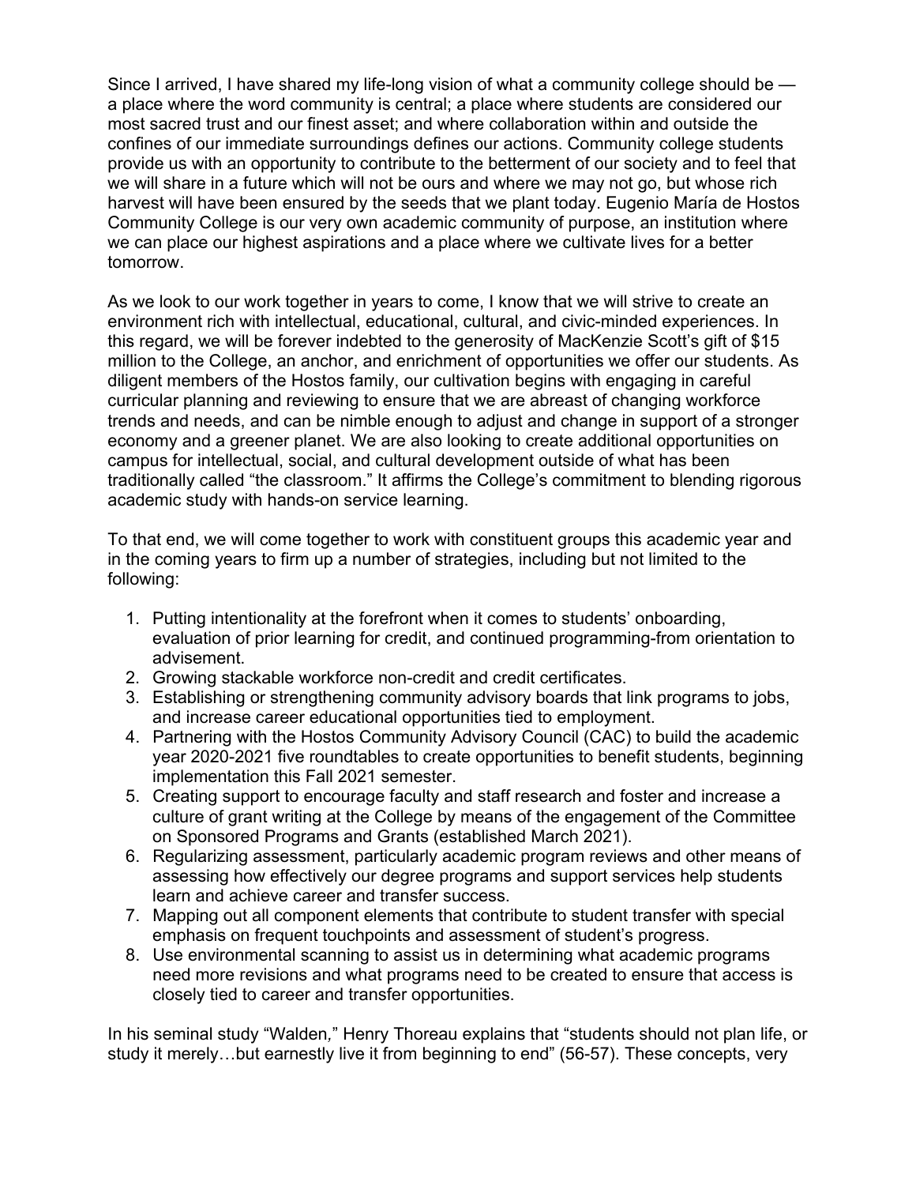Since I arrived, I have shared my life-long vision of what a community college should be — a place where the word community is central; a place where students are considered our most sacred trust and our finest asset; and where collaboration within and outside the confines of our immediate surroundings defines our actions. Community college students provide us with an opportunity to contribute to the betterment of our society and to feel that we will share in a future which will not be ours and where we may not go, but whose rich harvest will have been ensured by the seeds that we plant today. Eugenio María de Hostos Community College is our very own academic community of purpose, an institution where we can place our highest aspirations and a place where we cultivate lives for a better tomorrow.

As we look to our work together in years to come, I know that we will strive to create an environment rich with intellectual, educational, cultural, and civic-minded experiences. In this regard, we will be forever indebted to the generosity of MacKenzie Scott's gift of $15 million to the College, an anchor, and enrichment of opportunities we offer our students. As diligent members of the Hostos family, our cultivation begins with engaging in careful curricular planning and reviewing to ensure that we are abreast of changing workforce trends and needs, and can be nimble enough to adjust and change in support of a stronger economy and a greener planet. We are also looking to create additional opportunities on campus for intellectual, social, and cultural development outside of what has been traditionally called "the classroom." It affirms the College's commitment to blending rigorous academic study with hands-on service learning.

To that end, we will come together to work with constituent groups this academic year and in the coming years to firm up a number of strategies, including but not limited to the following:

1. Putting intentionality at the forefront when it comes to students' onboarding, evaluation of prior learning for credit, and continued programming-from orientation to advisement.
2. Growing stackable workforce non-credit and credit certificates.
3. Establishing or strengthening community advisory boards that link programs to jobs, and increase career educational opportunities tied to employment.
4. Partnering with the Hostos Community Advisory Council (CAC) to build the academic year 2020-2021 five roundtables to create opportunities to benefit students, beginning implementation this Fall 2021 semester.
5. Creating support to encourage faculty and staff research and foster and increase a culture of grant writing at the College by means of the engagement of the Committee on Sponsored Programs and Grants (established March 2021).
6. Regularizing assessment, particularly academic program reviews and other means of assessing how effectively our degree programs and support services help students learn and achieve career and transfer success.
7. Mapping out all component elements that contribute to student transfer with special emphasis on frequent touchpoints and assessment of student's progress.
8. Use environmental scanning to assist us in determining what academic programs need more revisions and what programs need to be created to ensure that access is closely tied to career and transfer opportunities.

In his seminal study "Walden," Henry Thoreau explains that "students should not plan life, or study it merely…but earnestly live it from beginning to end" (56-57). These concepts, very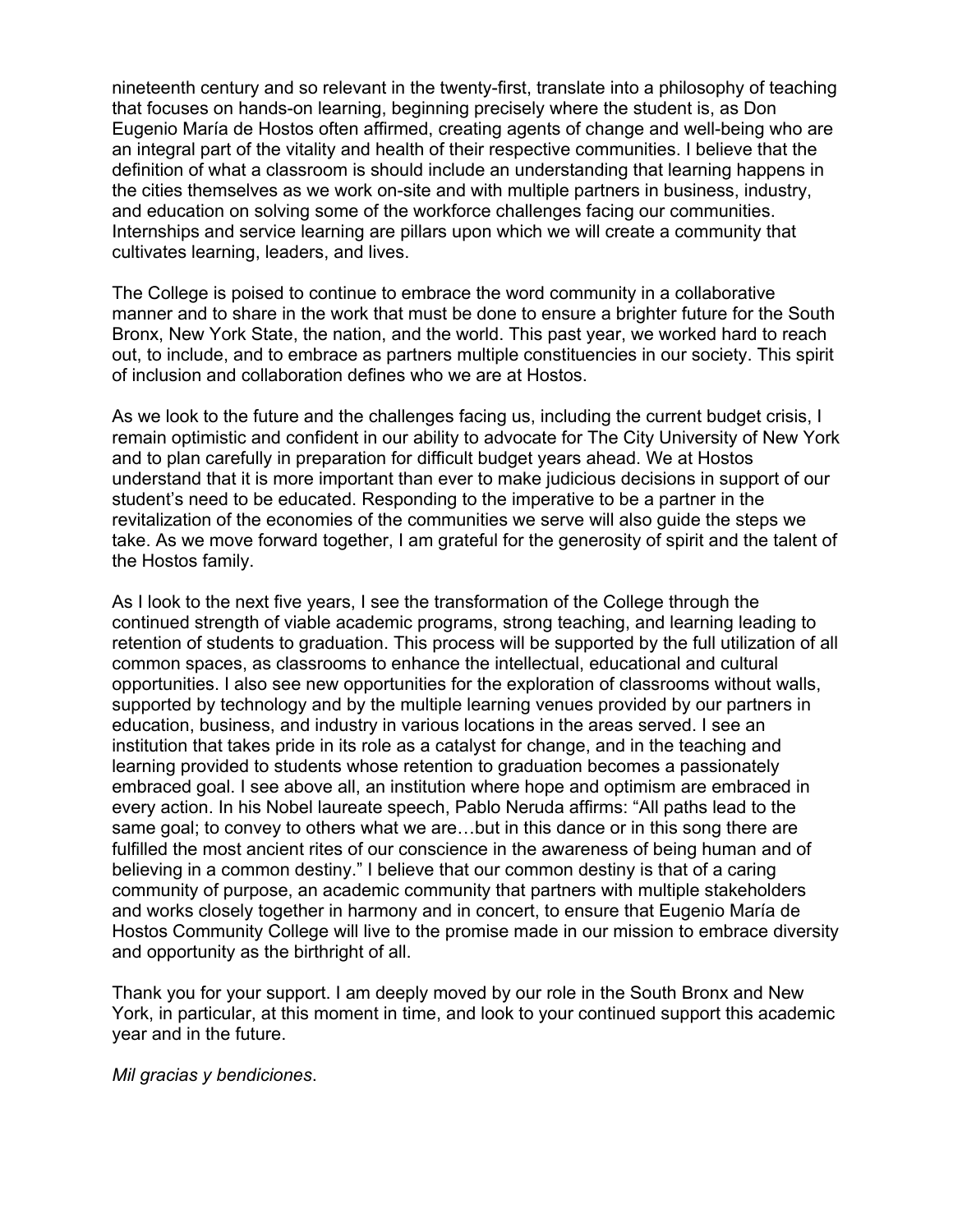nineteenth century and so relevant in the twenty-first, translate into a philosophy of teaching that focuses on hands-on learning, beginning precisely where the student is, as Don Eugenio María de Hostos often affirmed, creating agents of change and well-being who are an integral part of the vitality and health of their respective communities. I believe that the definition of what a classroom is should include an understanding that learning happens in the cities themselves as we work on-site and with multiple partners in business, industry, and education on solving some of the workforce challenges facing our communities. Internships and service learning are pillars upon which we will create a community that cultivates learning, leaders, and lives.

The College is poised to continue to embrace the word community in a collaborative manner and to share in the work that must be done to ensure a brighter future for the South Bronx, New York State, the nation, and the world. This past year, we worked hard to reach out, to include, and to embrace as partners multiple constituencies in our society. This spirit of inclusion and collaboration defines who we are at Hostos.

As we look to the future and the challenges facing us, including the current budget crisis, I remain optimistic and confident in our ability to advocate for The City University of New York and to plan carefully in preparation for difficult budget years ahead. We at Hostos understand that it is more important than ever to make judicious decisions in support of our student's need to be educated. Responding to the imperative to be a partner in the revitalization of the economies of the communities we serve will also guide the steps we take. As we move forward together, I am grateful for the generosity of spirit and the talent of the Hostos family.

As I look to the next five years, I see the transformation of the College through the continued strength of viable academic programs, strong teaching, and learning leading to retention of students to graduation. This process will be supported by the full utilization of all common spaces, as classrooms to enhance the intellectual, educational and cultural opportunities. I also see new opportunities for the exploration of classrooms without walls, supported by technology and by the multiple learning venues provided by our partners in education, business, and industry in various locations in the areas served. I see an institution that takes pride in its role as a catalyst for change, and in the teaching and learning provided to students whose retention to graduation becomes a passionately embraced goal. I see above all, an institution where hope and optimism are embraced in every action. In his Nobel laureate speech, Pablo Neruda affirms: "All paths lead to the same goal; to convey to others what we are…but in this dance or in this song there are fulfilled the most ancient rites of our conscience in the awareness of being human and of believing in a common destiny." I believe that our common destiny is that of a caring community of purpose, an academic community that partners with multiple stakeholders and works closely together in harmony and in concert, to ensure that Eugenio María de Hostos Community College will live to the promise made in our mission to embrace diversity and opportunity as the birthright of all.

Thank you for your support. I am deeply moved by our role in the South Bronx and New York, in particular, at this moment in time, and look to your continued support this academic year and in the future.

*Mil gracias y bendiciones*.